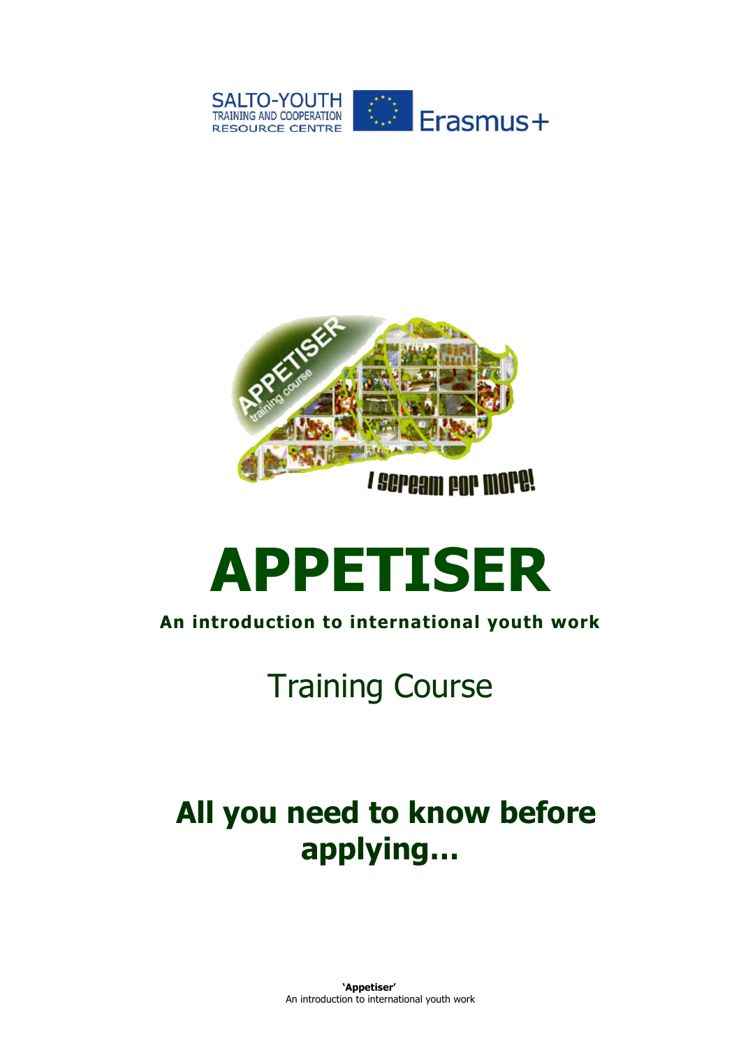# APPETISER

**An introduction to international youth work**

## Training Course

## All you need to know before applying...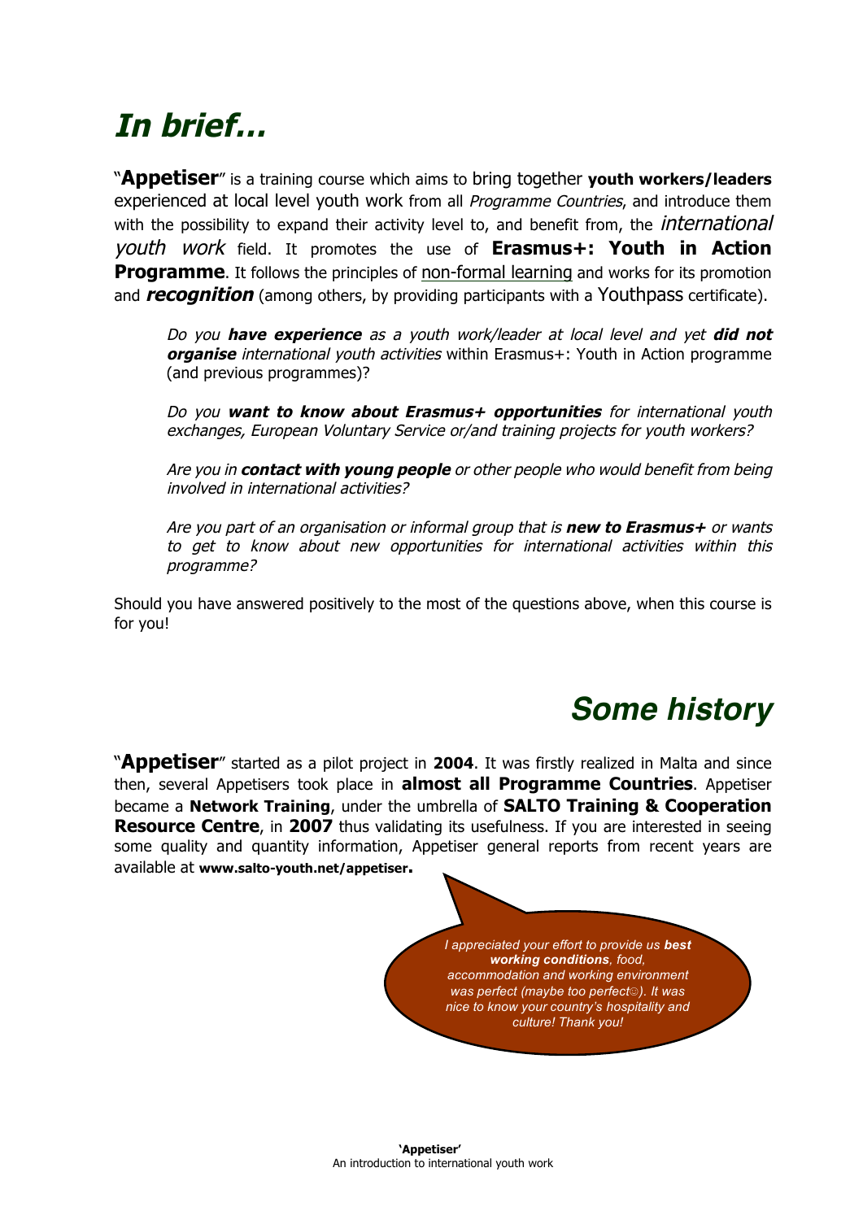# *In brief…*

"**Appetiser**" is a training course which aims to bring together **youth workers/leaders** experienced at local level youth work from all *Programme Countries*, and introduce them with the possibility to expand their activity level to, and benefit from, the *international youth work* field. It promotes the use of **Erasmus+: Youth in Action Programme**. It follows the principles of non-formal learning and works for its promotion and ***recognition*** (among others, by providing participants with a Youthpass certificate).

> *Do you **have experience** as a youth work/leader at local level and yet **did not organise** international youth activities* within Erasmus+: Youth in Action programme (and previous programmes)?
>
> *Do you **want to know about Erasmus+ opportunities** for international youth exchanges, European Voluntary Service or/and training projects for youth workers?*
>
> *Are you in **contact with young people** or other people who would benefit from being involved in international activities?*
>
> *Are you part of an organisation or informal group that is **new to Erasmus+** or wants to get to know about new opportunities for international activities within this programme?*

Should you have answered positively to the most of the questions above, when this course is for you!

# *Some history*

"**Appetiser**" started as a pilot project in **2004**. It was firstly realized in Malta and since then, several Appetisers took place in **almost all Programme Countries**. Appetiser became a **Network Training**, under the umbrella of **SALTO Training & Cooperation Resource Centre**, in **2007** thus validating its usefulness. If you are interested in seeing some quality and quantity information, Appetiser general reports from recent years are available at **www.salto-youth.net/appetiser.**

> *I appreciated your effort to provide us **best working conditions**, food, accommodation and working environment was perfect (maybe too perfect☺). It was nice to know your country's hospitality and culture! Thank you!*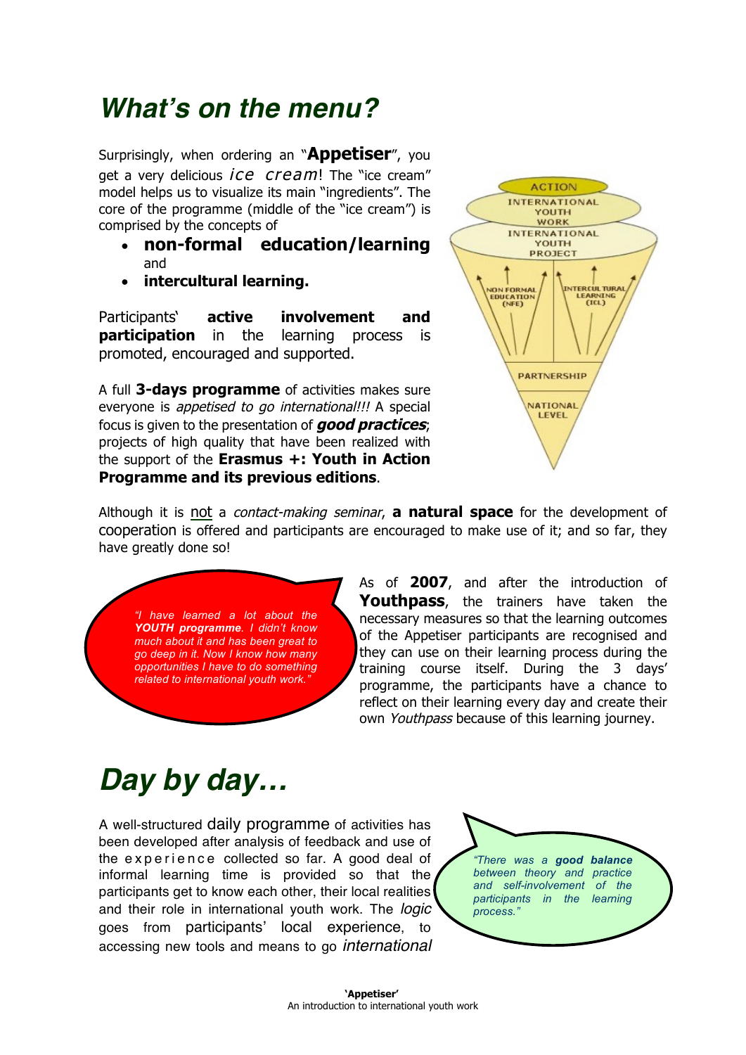# What's on the menu?

Surprisingly, when ordering an "**Appetiser**", you get a very delicious *ice cream*! The "ice cream" model helps us to visualize its main "ingredients". The core of the programme (middle of the "ice cream") is comprised by the concepts of

- **non-formal education/learning** and
- **intercultural learning.**

Participants' **active involvement and participation** in the learning process is promoted, encouraged and supported.

A full **3-days programme** of activities makes sure everyone is *appetised to go international!!!* A special focus is given to the presentation of ***good practices***; projects of high quality that have been realized with the support of the **Erasmus +: Youth in Action Programme and its previous editions**.

ACTION
INTERNATIONAL YOUTH WORK
INTERNATIONAL YOUTH PROJECT
NON FORMAL EDUCATION (NFE)
INTERCULTURAL LEARNING (ICL)
PARTNERSHIP
NATIONAL LEVEL

Although it is not a *contact-making seminar*, **a natural space** for the development of cooperation is offered and participants are encouraged to make use of it; and so far, they have greatly done so!

*"I have learned a lot about the **YOUTH programme**. I didn't know much about it and has been great to go deep in it. Now I know how many opportunities I have to do something related to international youth work."*

As of **2007**, and after the introduction of **Youthpass**, the trainers have taken the necessary measures so that the learning outcomes of the Appetiser participants are recognised and they can use on their learning process during the training course itself. During the 3 days' programme, the participants have a chance to reflect on their learning every day and create their own *Youthpass* because of this learning journey.

# Day by day…

A well-structured daily programme of activities has been developed after analysis of feedback and use of the experience collected so far. A good deal of informal learning time is provided so that the participants get to know each other, their local realities and their role in international youth work. The *logic* goes from participants' local experience, to accessing new tools and means to go *international*

*"There was a **good balance** between theory and practice and self-involvement of the participants in the learning process."*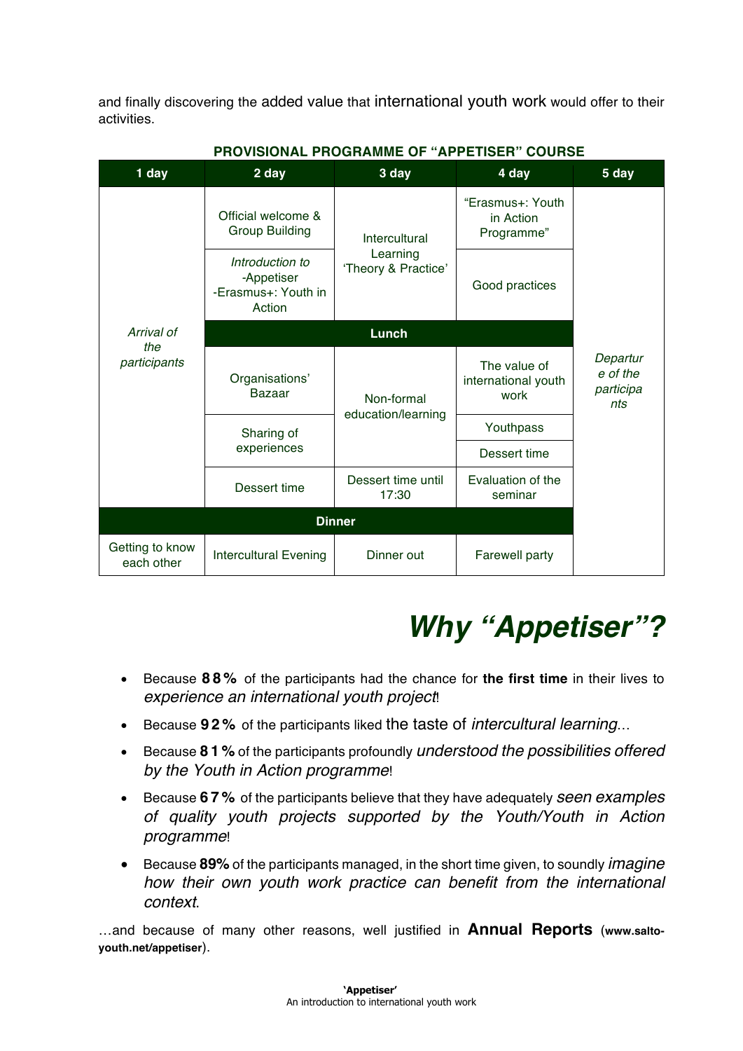and finally discovering the added value that international youth work would offer to their activities.

**PROVISIONAL PROGRAMME OF "APPETISER" COURSE**

| 1 day | 2 day | 3 day | 4 day | 5 day |
|---|---|---|---|---|
| *Arrival of the participants* | Official welcome & Group Building | Intercultural Learning 'Theory & Practice' | "Erasmus+: Youth in Action Programme" | *Departure of the participants* |
| | *Introduction to* -Appetiser -Erasmus+: Youth in Action | | Good practices | |
| | **Lunch** | | | |
| | Organisations' Bazaar | Non-formal education/learning | The value of international youth work | |
| | Sharing of experiences | | Youthpass | |
| | | | Dessert time | |
| | Dessert time | Dessert time until 17:30 | Evaluation of the seminar | |
| **Dinner** | | | | |
| Getting to know each other | Intercultural Evening | Dinner out | Farewell party | |

# *Why "Appetiser"?*

- Because **88%** of the participants had the chance for **the first time** in their lives to *experience an international youth project*!
- Because **92%** of the participants liked the taste of *intercultural learning*...
- Because **81%** of the participants profoundly *understood the possibilities offered by the Youth in Action programme*!
- Because **67%** of the participants believe that they have adequately *seen examples of quality youth projects supported by the Youth/Youth in Action programme*!
- Because **89%** of the participants managed, in the short time given, to soundly *imagine how their own youth work practice can benefit from the international context*.

...and because of many other reasons, well justified in **Annual Reports** (**www.salto-youth.net/appetiser**).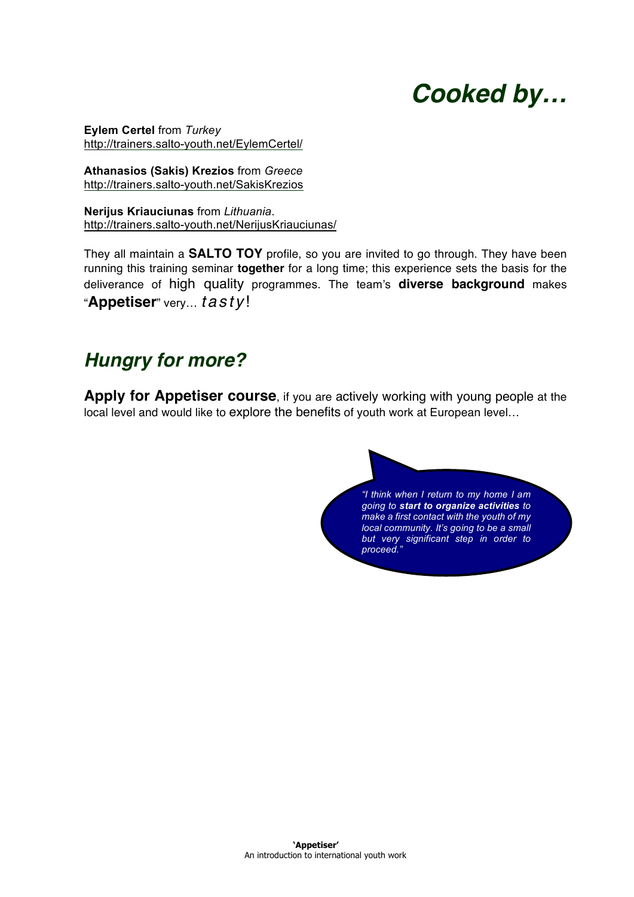# *Cooked by…*

**Eylem Certel** from *Turkey*
http://trainers.salto-youth.net/EylemCertel/

**Athanasios (Sakis) Krezios** from *Greece*
http://trainers.salto-youth.net/SakisKrezios

**Nerijus Kriauciunas** from *Lithuania*.
http://trainers.salto-youth.net/NerijusKriauciunas/

They all maintain a **SALTO TOY** profile, so you are invited to go through. They have been running this training seminar **together** for a long time; this experience sets the basis for the deliverance of high quality programmes. The team's **diverse background** makes "**Appetiser**" very… *tasty*!

## *Hungry for more?*

**Apply for Appetiser course**, if you are actively working with young people at the local level and would like to explore the benefits of youth work at European level…

*"I think when I return to my home I am going to **start to organize activities** to make a first contact with the youth of my local community. It's going to be a small but very significant step in order to proceed."*